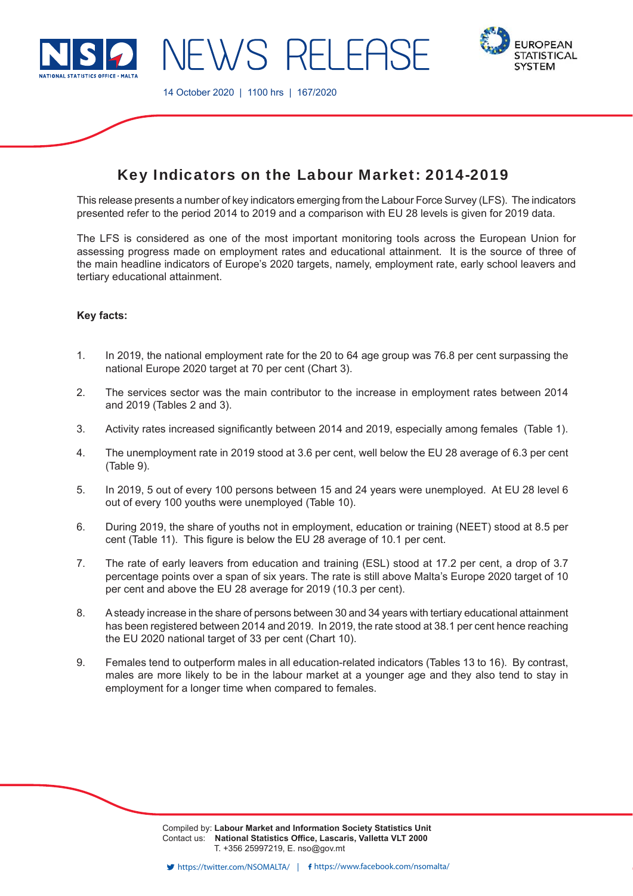# NEWS RELEASE

14 October 2020 | 1100 hrs | 167/2020

## Key Indicators on the Labour Market: 2014-2019

This release presents a number of key indicators emerging from the Labour Force Survey (LFS). The indicators presented refer to the period 2014 to 2019 and a comparison with EU 28 levels is given for 2019 data.

The LFS is considered as one of the most important monitoring tools across the European Union for assessing progress made on employment rates and educational attainment. It is the source of three of the main headline indicators of Europe's 2020 targets, namely, employment rate, early school leavers and tertiary educational attainment.

**Key facts:**

1. In 2019, the national employment rate for the 20 to 64 age group was 76.8 per cent surpassing the national Europe 2020 target at 70 per cent (Chart 3).
2. The services sector was the main contributor to the increase in employment rates between 2014 and 2019 (Tables 2 and 3).
3. Activity rates increased significantly between 2014 and 2019, especially among females (Table 1).
4. The unemployment rate in 2019 stood at 3.6 per cent, well below the EU 28 average of 6.3 per cent (Table 9).
5. In 2019, 5 out of every 100 persons between 15 and 24 years were unemployed. At EU 28 level 6 out of every 100 youths were unemployed (Table 10).
6. During 2019, the share of youths not in employment, education or training (NEET) stood at 8.5 per cent (Table 11). This figure is below the EU 28 average of 10.1 per cent.
7. The rate of early leavers from education and training (ESL) stood at 17.2 per cent, a drop of 3.7 percentage points over a span of six years. The rate is still above Malta's Europe 2020 target of 10 per cent and above the EU 28 average for 2019 (10.3 per cent).
8. A steady increase in the share of persons between 30 and 34 years with tertiary educational attainment has been registered between 2014 and 2019. In 2019, the rate stood at 38.1 per cent hence reaching the EU 2020 national target of 33 per cent (Chart 10).
9. Females tend to outperform males in all education-related indicators (Tables 13 to 16). By contrast, males are more likely to be in the labour market at a younger age and they also tend to stay in employment for a longer time when compared to females.

Compiled by: **Labour Market and Information Society Statistics Unit**
Contact us: **National Statistics Office, Lascaris, Valletta VLT 2000**
T. +356 25997219, E. nso@gov.mt

https://twitter.com/NSOMALTA/ | https://www.facebook.com/nsomalta/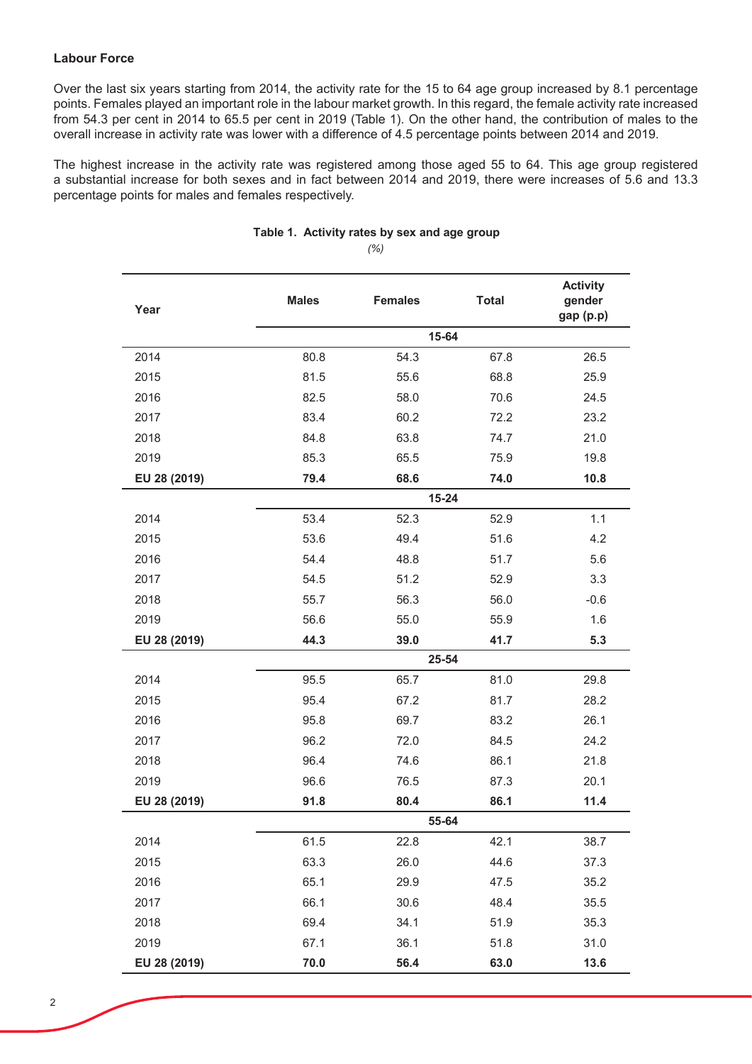## Labour Force

Over the last six years starting from 2014, the activity rate for the 15 to 64 age group increased by 8.1 percentage points. Females played an important role in the labour market growth. In this regard, the female activity rate increased from 54.3 per cent in 2014 to 65.5 per cent in 2019 (Table 1). On the other hand, the contribution of males to the overall increase in activity rate was lower with a difference of 4.5 percentage points between 2014 and 2019.

The highest increase in the activity rate was registered among those aged 55 to 64. This age group registered a substantial increase for both sexes and in fact between 2014 and 2019, there were increases of 5.6 and 13.3 percentage points for males and females respectively.

**Table 1. Activity rates by sex and age group**

*(%)*

| Year | Males | Females | Total | Activity gender gap (p.p) |
|---|---|---|---|---|
| | | **15-64** | | |
| 2014 | 80.8 | 54.3 | 67.8 | 26.5 |
| 2015 | 81.5 | 55.6 | 68.8 | 25.9 |
| 2016 | 82.5 | 58.0 | 70.6 | 24.5 |
| 2017 | 83.4 | 60.2 | 72.2 | 23.2 |
| 2018 | 84.8 | 63.8 | 74.7 | 21.0 |
| 2019 | 85.3 | 65.5 | 75.9 | 19.8 |
| **EU 28 (2019)** | **79.4** | **68.6** | **74.0** | **10.8** |
| | | **15-24** | | |
| 2014 | 53.4 | 52.3 | 52.9 | 1.1 |
| 2015 | 53.6 | 49.4 | 51.6 | 4.2 |
| 2016 | 54.4 | 48.8 | 51.7 | 5.6 |
| 2017 | 54.5 | 51.2 | 52.9 | 3.3 |
| 2018 | 55.7 | 56.3 | 56.0 | -0.6 |
| 2019 | 56.6 | 55.0 | 55.9 | 1.6 |
| **EU 28 (2019)** | **44.3** | **39.0** | **41.7** | **5.3** |
| | | **25-54** | | |
| 2014 | 95.5 | 65.7 | 81.0 | 29.8 |
| 2015 | 95.4 | 67.2 | 81.7 | 28.2 |
| 2016 | 95.8 | 69.7 | 83.2 | 26.1 |
| 2017 | 96.2 | 72.0 | 84.5 | 24.2 |
| 2018 | 96.4 | 74.6 | 86.1 | 21.8 |
| 2019 | 96.6 | 76.5 | 87.3 | 20.1 |
| **EU 28 (2019)** | **91.8** | **80.4** | **86.1** | **11.4** |
| | | **55-64** | | |
| 2014 | 61.5 | 22.8 | 42.1 | 38.7 |
| 2015 | 63.3 | 26.0 | 44.6 | 37.3 |
| 2016 | 65.1 | 29.9 | 47.5 | 35.2 |
| 2017 | 66.1 | 30.6 | 48.4 | 35.5 |
| 2018 | 69.4 | 34.1 | 51.9 | 35.3 |
| 2019 | 67.1 | 36.1 | 51.8 | 31.0 |
| **EU 28 (2019)** | **70.0** | **56.4** | **63.0** | **13.6** |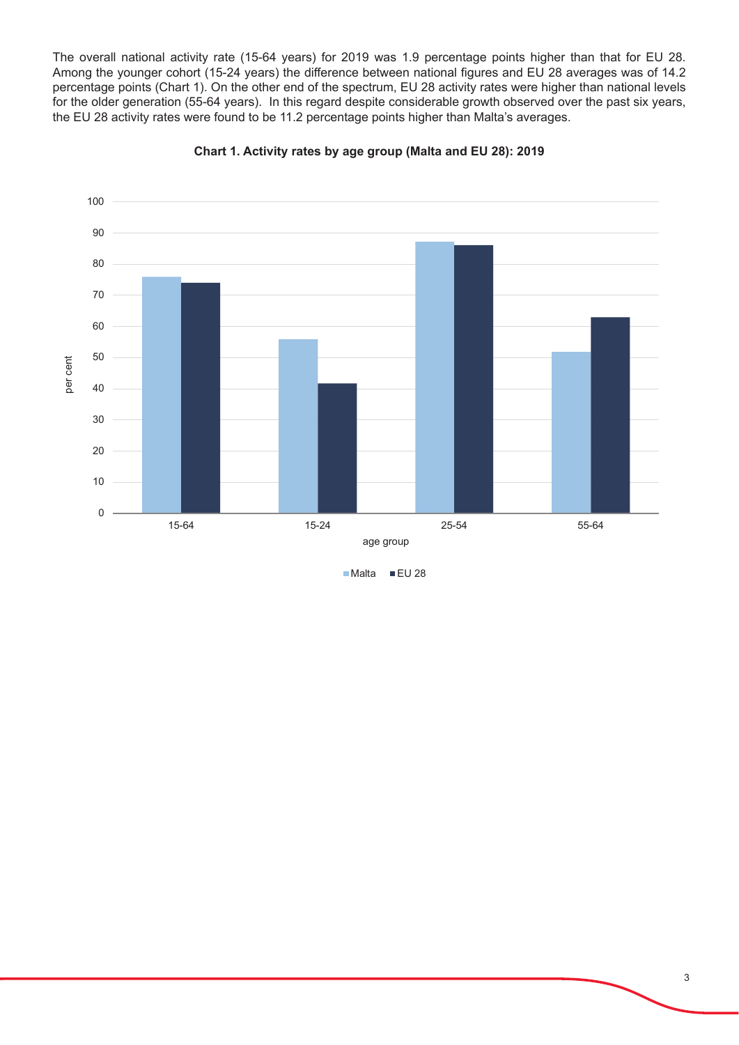The overall national activity rate (15-64 years) for 2019 was 1.9 percentage points higher than that for EU 28. Among the younger cohort (15-24 years) the difference between national figures and EU 28 averages was of 14.2 percentage points (Chart 1). On the other end of the spectrum, EU 28 activity rates were higher than national levels for the older generation (55-64 years). In this regard despite considerable growth observed over the past six years, the EU 28 activity rates were found to be 11.2 percentage points higher than Malta's averages.

**Chart 1. Activity rates by age group (Malta and EU 28): 2019**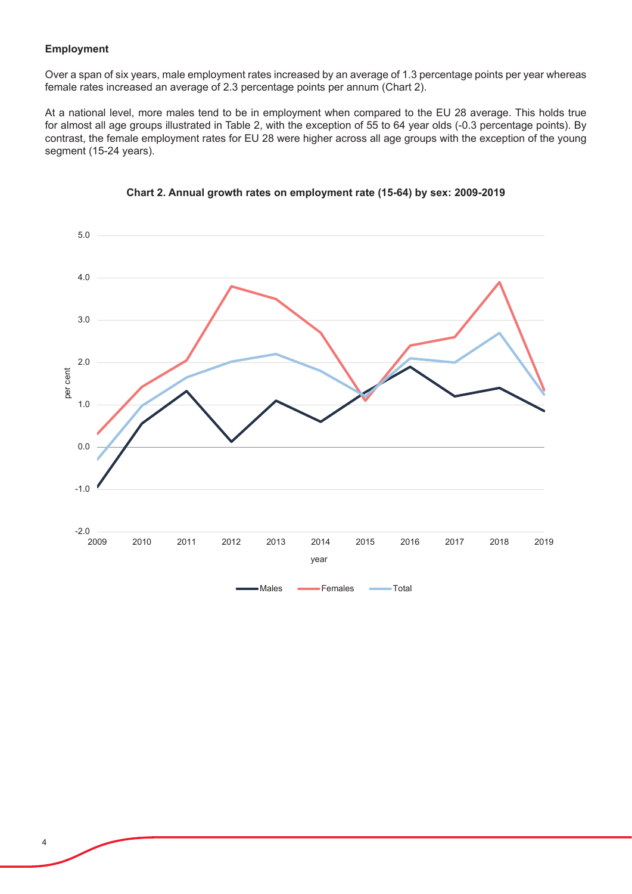### Employment

Over a span of six years, male employment rates increased by an average of 1.3 percentage points per year whereas female rates increased an average of 2.3 percentage points per annum (Chart 2).

At a national level, more males tend to be in employment when compared to the EU 28 average. This holds true for almost all age groups illustrated in Table 2, with the exception of 55 to 64 year olds (-0.3 percentage points). By contrast, the female employment rates for EU 28 were higher across all age groups with the exception of the young segment (15-24 years).

**Chart 2. Annual growth rates on employment rate (15-64) by sex: 2009-2019**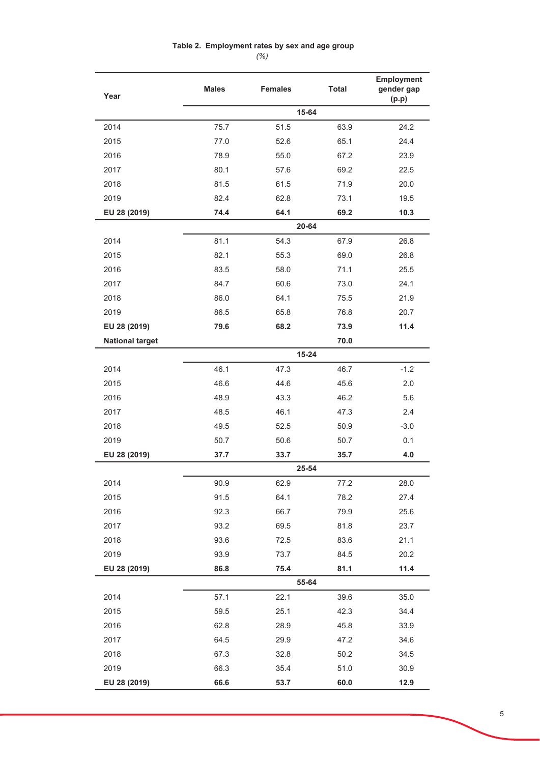**Table 2. Employment rates by sex and age group**

*(%)*

| Year | Males | Females | Total | Employment gender gap (p.p) |
|---|---|---|---|---|
| | | **15-64** | | |
| 2014 | 75.7 | 51.5 | 63.9 | 24.2 |
| 2015 | 77.0 | 52.6 | 65.1 | 24.4 |
| 2016 | 78.9 | 55.0 | 67.2 | 23.9 |
| 2017 | 80.1 | 57.6 | 69.2 | 22.5 |
| 2018 | 81.5 | 61.5 | 71.9 | 20.0 |
| 2019 | 82.4 | 62.8 | 73.1 | 19.5 |
| **EU 28 (2019)** | **74.4** | **64.1** | **69.2** | **10.3** |
| | | **20-64** | | |
| 2014 | 81.1 | 54.3 | 67.9 | 26.8 |
| 2015 | 82.1 | 55.3 | 69.0 | 26.8 |
| 2016 | 83.5 | 58.0 | 71.1 | 25.5 |
| 2017 | 84.7 | 60.6 | 73.0 | 24.1 |
| 2018 | 86.0 | 64.1 | 75.5 | 21.9 |
| 2019 | 86.5 | 65.8 | 76.8 | 20.7 |
| **EU 28 (2019)** | **79.6** | **68.2** | **73.9** | **11.4** |
| **National target** | | | **70.0** | |
| | | **15-24** | | |
| 2014 | 46.1 | 47.3 | 46.7 | -1.2 |
| 2015 | 46.6 | 44.6 | 45.6 | 2.0 |
| 2016 | 48.9 | 43.3 | 46.2 | 5.6 |
| 2017 | 48.5 | 46.1 | 47.3 | 2.4 |
| 2018 | 49.5 | 52.5 | 50.9 | -3.0 |
| 2019 | 50.7 | 50.6 | 50.7 | 0.1 |
| **EU 28 (2019)** | **37.7** | **33.7** | **35.7** | **4.0** |
| | | **25-54** | | |
| 2014 | 90.9 | 62.9 | 77.2 | 28.0 |
| 2015 | 91.5 | 64.1 | 78.2 | 27.4 |
| 2016 | 92.3 | 66.7 | 79.9 | 25.6 |
| 2017 | 93.2 | 69.5 | 81.8 | 23.7 |
| 2018 | 93.6 | 72.5 | 83.6 | 21.1 |
| 2019 | 93.9 | 73.7 | 84.5 | 20.2 |
| **EU 28 (2019)** | **86.8** | **75.4** | **81.1** | **11.4** |
| | | **55-64** | | |
| 2014 | 57.1 | 22.1 | 39.6 | 35.0 |
| 2015 | 59.5 | 25.1 | 42.3 | 34.4 |
| 2016 | 62.8 | 28.9 | 45.8 | 33.9 |
| 2017 | 64.5 | 29.9 | 47.2 | 34.6 |
| 2018 | 67.3 | 32.8 | 50.2 | 34.5 |
| 2019 | 66.3 | 35.4 | 51.0 | 30.9 |
| **EU 28 (2019)** | **66.6** | **53.7** | **60.0** | **12.9** |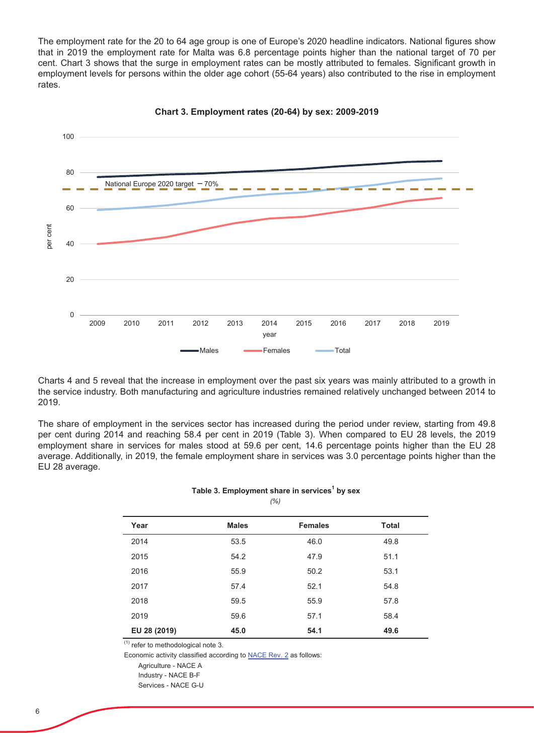The employment rate for the 20 to 64 age group is one of Europe's 2020 headline indicators. National figures show that in 2019 the employment rate for Malta was 6.8 percentage points higher than the national target of 70 per cent. Chart 3 shows that the surge in employment rates can be mostly attributed to females. Significant growth in employment levels for persons within the older age cohort (55-64 years) also contributed to the rise in employment rates.

**Chart 3. Employment rates (20-64) by sex: 2009-2019**

Charts 4 and 5 reveal that the increase in employment over the past six years was mainly attributed to a growth in the service industry. Both manufacturing and agriculture industries remained relatively unchanged between 2014 to 2019.

The share of employment in the services sector has increased during the period under review, starting from 49.8 per cent during 2014 and reaching 58.4 per cent in 2019 (Table 3). When compared to EU 28 levels, the 2019 employment share in services for males stood at 59.6 per cent, 14.6 percentage points higher than the EU 28 average. Additionally, in 2019, the female employment share in services was 3.0 percentage points higher than the EU 28 average.

**Table 3. Employment share in services[1] by sex**

*(%)*

| Year | Males | Females | Total |
|---|---|---|---|
| 2014 | 53.5 | 46.0 | 49.8 |
| 2015 | 54.2 | 47.9 | 51.1 |
| 2016 | 55.9 | 50.2 | 53.1 |
| 2017 | 57.4 | 52.1 | 54.8 |
| 2018 | 59.5 | 55.9 | 57.8 |
| 2019 | 59.6 | 57.1 | 58.4 |
| **EU 28 (2019)** | **45.0** | **54.1** | **49.6** |

(1) refer to methodological note 3.

Economic activity classified according to NACE Rev. 2 as follows:

Agriculture - NACE A
Industry - NACE B-F
Services - NACE G-U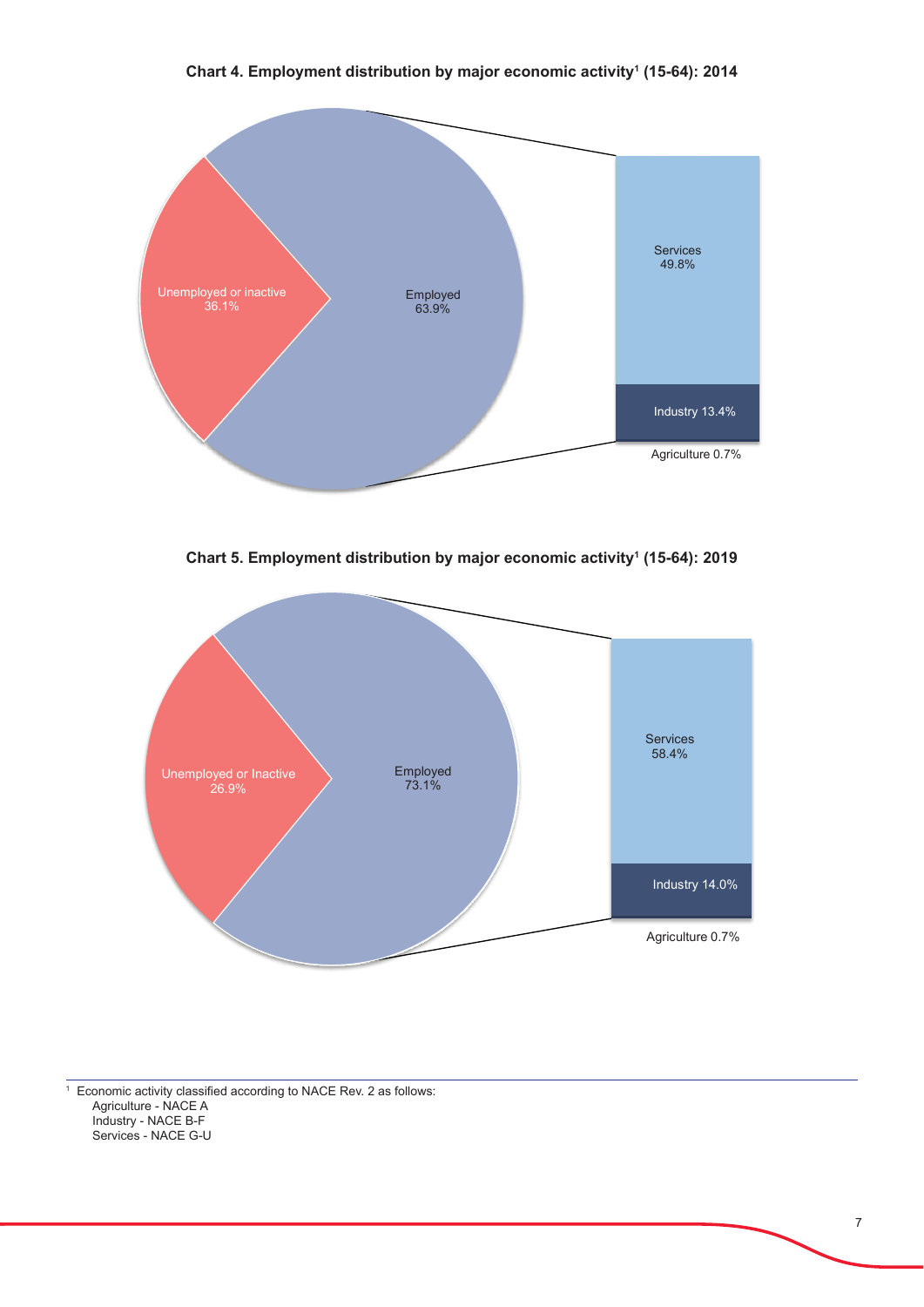**Chart 4. Employment distribution by major economic activity[1] (15-64): 2014**

Unemployed or inactive 36.1%

Employed 63.9%

Services 49.8%

Industry 13.4%

Agriculture 0.7%

**Chart 5. Employment distribution by major economic activity[1] (15-64): 2019**

Unemployed or Inactive 26.9%

Employed 73.1%

Services 58.4%

Industry 14.0%

Agriculture 0.7%

---

[1] Economic activity classified according to NACE Rev. 2 as follows:
Agriculture - NACE A
Industry - NACE B-F
Services - NACE G-U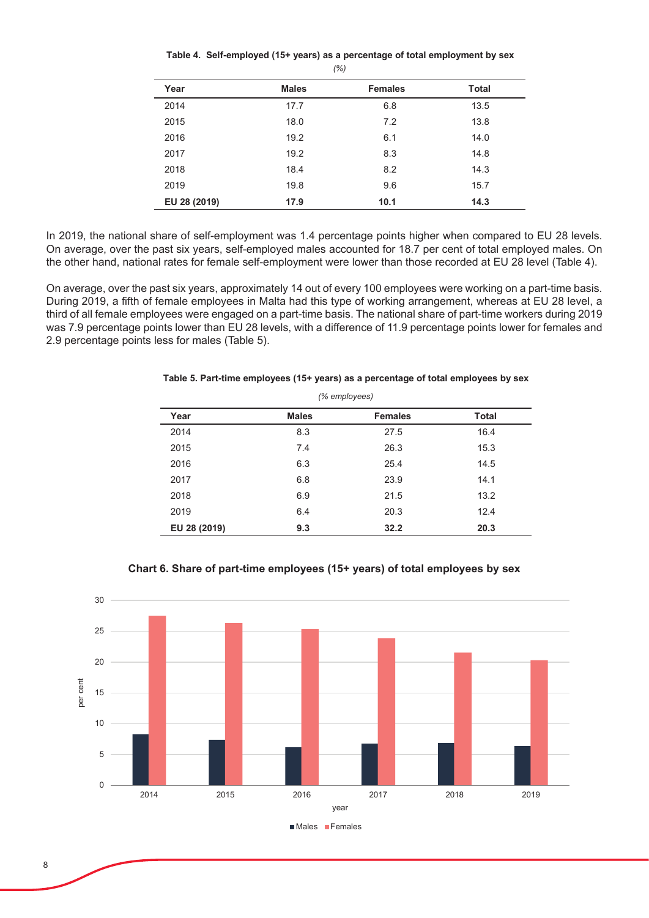**Table 4. Self-employed (15+ years) as a percentage of total employment by sex**

*(%)*

| Year | Males | Females | Total |
|---|---|---|---|
| 2014 | 17.7 | 6.8 | 13.5 |
| 2015 | 18.0 | 7.2 | 13.8 |
| 2016 | 19.2 | 6.1 | 14.0 |
| 2017 | 19.2 | 8.3 | 14.8 |
| 2018 | 18.4 | 8.2 | 14.3 |
| 2019 | 19.8 | 9.6 | 15.7 |
| **EU 28 (2019)** | **17.9** | **10.1** | **14.3** |

In 2019, the national share of self-employment was 1.4 percentage points higher when compared to EU 28 levels. On average, over the past six years, self-employed males accounted for 18.7 per cent of total employed males. On the other hand, national rates for female self-employment were lower than those recorded at EU 28 level (Table 4).

On average, over the past six years, approximately 14 out of every 100 employees were working on a part-time basis. During 2019, a fifth of female employees in Malta had this type of working arrangement, whereas at EU 28 level, a third of all female employees were engaged on a part-time basis. The national share of part-time workers during 2019 was 7.9 percentage points lower than EU 28 levels, with a difference of 11.9 percentage points lower for females and 2.9 percentage points less for males (Table 5).

**Table 5. Part-time employees (15+ years) as a percentage of total employees by sex**

*(% employees)*

| Year | Males | Females | Total |
|---|---|---|---|
| 2014 | 8.3 | 27.5 | 16.4 |
| 2015 | 7.4 | 26.3 | 15.3 |
| 2016 | 6.3 | 25.4 | 14.5 |
| 2017 | 6.8 | 23.9 | 14.1 |
| 2018 | 6.9 | 21.5 | 13.2 |
| 2019 | 6.4 | 20.3 | 12.4 |
| **EU 28 (2019)** | **9.3** | **32.2** | **20.3** |

**Chart 6. Share of part-time employees (15+ years) of total employees by sex**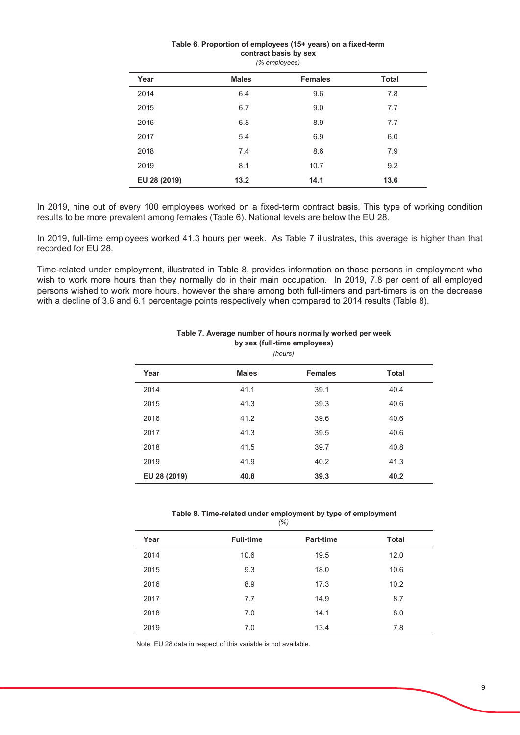**Table 6. Proportion of employees (15+ years) on a fixed-term contract basis by sex**

*(% employees)*

| Year | Males | Females | Total |
|---|---|---|---|
| 2014 | 6.4 | 9.6 | 7.8 |
| 2015 | 6.7 | 9.0 | 7.7 |
| 2016 | 6.8 | 8.9 | 7.7 |
| 2017 | 5.4 | 6.9 | 6.0 |
| 2018 | 7.4 | 8.6 | 7.9 |
| 2019 | 8.1 | 10.7 | 9.2 |
| **EU 28 (2019)** | **13.2** | **14.1** | **13.6** |

In 2019, nine out of every 100 employees worked on a fixed-term contract basis. This type of working condition results to be more prevalent among females (Table 6). National levels are below the EU 28.

In 2019, full-time employees worked 41.3 hours per week. As Table 7 illustrates, this average is higher than that recorded for EU 28.

Time-related under employment, illustrated in Table 8, provides information on those persons in employment who wish to work more hours than they normally do in their main occupation. In 2019, 7.8 per cent of all employed persons wished to work more hours, however the share among both full-timers and part-timers is on the decrease with a decline of 3.6 and 6.1 percentage points respectively when compared to 2014 results (Table 8).

**Table 7. Average number of hours normally worked per week by sex (full-time employees)**

*(hours)*

| Year | Males | Females | Total |
|---|---|---|---|
| 2014 | 41.1 | 39.1 | 40.4 |
| 2015 | 41.3 | 39.3 | 40.6 |
| 2016 | 41.2 | 39.6 | 40.6 |
| 2017 | 41.3 | 39.5 | 40.6 |
| 2018 | 41.5 | 39.7 | 40.8 |
| 2019 | 41.9 | 40.2 | 41.3 |
| **EU 28 (2019)** | **40.8** | **39.3** | **40.2** |

**Table 8. Time-related under employment by type of employment**

*(%)*

| Year | Full-time | Part-time | Total |
|---|---|---|---|
| 2014 | 10.6 | 19.5 | 12.0 |
| 2015 | 9.3 | 18.0 | 10.6 |
| 2016 | 8.9 | 17.3 | 10.2 |
| 2017 | 7.7 | 14.9 | 8.7 |
| 2018 | 7.0 | 14.1 | 8.0 |
| 2019 | 7.0 | 13.4 | 7.8 |

Note: EU 28 data in respect of this variable is not available.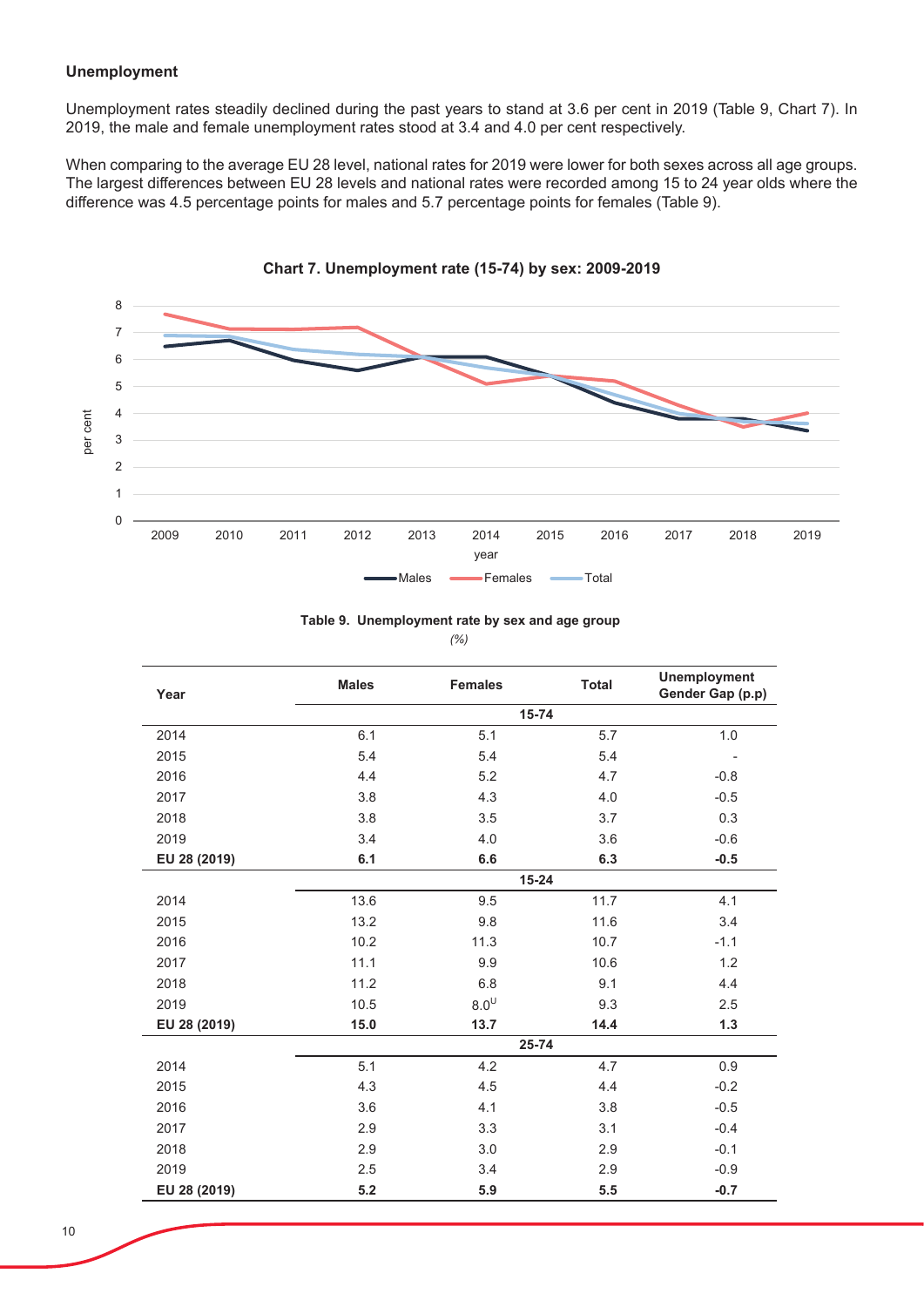**Unemployment**

Unemployment rates steadily declined during the past years to stand at 3.6 per cent in 2019 (Table 9, Chart 7). In 2019, the male and female unemployment rates stood at 3.4 and 4.0 per cent respectively.

When comparing to the average EU 28 level, national rates for 2019 were lower for both sexes across all age groups. The largest differences between EU 28 levels and national rates were recorded among 15 to 24 year olds where the difference was 4.5 percentage points for males and 5.7 percentage points for females (Table 9).

**Chart 7. Unemployment rate (15-74) by sex: 2009-2019**

**Table 9. Unemployment rate by sex and age group**

*(%)*

| Year | Males | Females | Total | Unemployment Gender Gap (p.p) |
|---|---|---|---|---|
| | | **15-74** | | |
| 2014 | 6.1 | 5.1 | 5.7 | 1.0 |
| 2015 | 5.4 | 5.4 | 5.4 | - |
| 2016 | 4.4 | 5.2 | 4.7 | -0.8 |
| 2017 | 3.8 | 4.3 | 4.0 | -0.5 |
| 2018 | 3.8 | 3.5 | 3.7 | 0.3 |
| 2019 | 3.4 | 4.0 | 3.6 | -0.6 |
| **EU 28 (2019)** | **6.1** | **6.6** | **6.3** | **-0.5** |
| | | **15-24** | | |
| 2014 | 13.6 | 9.5 | 11.7 | 4.1 |
| 2015 | 13.2 | 9.8 | 11.6 | 3.4 |
| 2016 | 10.2 | 11.3 | 10.7 | -1.1 |
| 2017 | 11.1 | 9.9 | 10.6 | 1.2 |
| 2018 | 11.2 | 6.8 | 9.1 | 4.4 |
| 2019 | 10.5 | 8.0[U] | 9.3 | 2.5 |
| **EU 28 (2019)** | **15.0** | **13.7** | **14.4** | **1.3** |
| | | **25-74** | | |
| 2014 | 5.1 | 4.2 | 4.7 | 0.9 |
| 2015 | 4.3 | 4.5 | 4.4 | -0.2 |
| 2016 | 3.6 | 4.1 | 3.8 | -0.5 |
| 2017 | 2.9 | 3.3 | 3.1 | -0.4 |
| 2018 | 2.9 | 3.0 | 2.9 | -0.1 |
| 2019 | 2.5 | 3.4 | 2.9 | -0.9 |
| **EU 28 (2019)** | **5.2** | **5.9** | **5.5** | **-0.7** |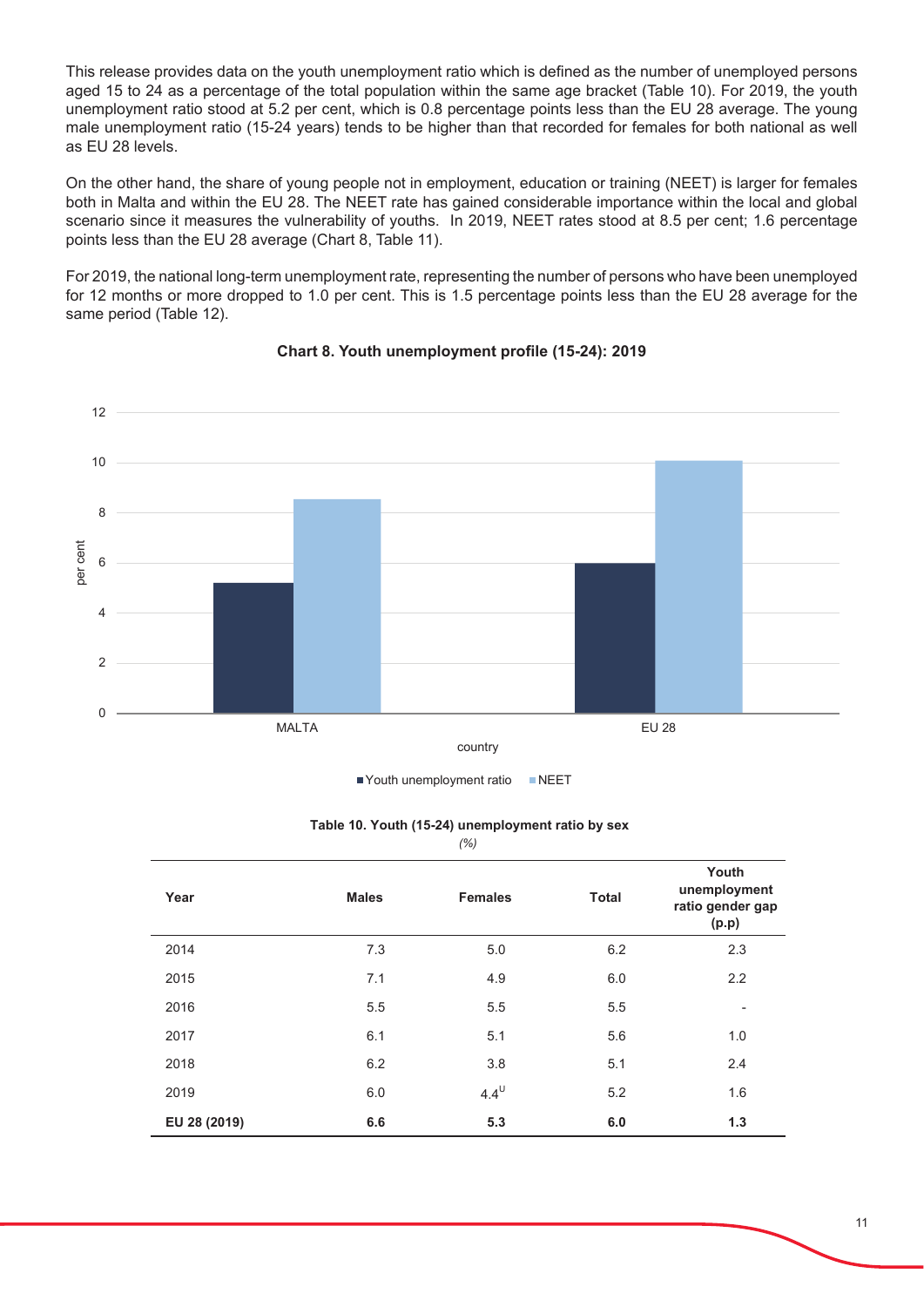This release provides data on the youth unemployment ratio which is defined as the number of unemployed persons aged 15 to 24 as a percentage of the total population within the same age bracket (Table 10). For 2019, the youth unemployment ratio stood at 5.2 per cent, which is 0.8 percentage points less than the EU 28 average. The young male unemployment ratio (15-24 years) tends to be higher than that recorded for females for both national as well as EU 28 levels.

On the other hand, the share of young people not in employment, education or training (NEET) is larger for females both in Malta and within the EU 28. The NEET rate has gained considerable importance within the local and global scenario since it measures the vulnerability of youths. In 2019, NEET rates stood at 8.5 per cent; 1.6 percentage points less than the EU 28 average (Chart 8, Table 11).

For 2019, the national long-term unemployment rate, representing the number of persons who have been unemployed for 12 months or more dropped to 1.0 per cent. This is 1.5 percentage points less than the EU 28 average for the same period (Table 12).

**Chart 8. Youth unemployment profile (15-24): 2019**

| country | Youth unemployment ratio | NEET |
|---|---|---|
| MALTA | 5.2 | 8.5 |
| EU 28 | 6.0 | 10.1 |

**Table 10. Youth (15-24) unemployment ratio by sex**

*(%)*

| Year | Males | Females | Total | Youth unemployment ratio gender gap (p.p) |
|---|---|---|---|---|
| 2014 | 7.3 | 5.0 | 6.2 | 2.3 |
| 2015 | 7.1 | 4.9 | 6.0 | 2.2 |
| 2016 | 5.5 | 5.5 | 5.5 | - |
| 2017 | 6.1 | 5.1 | 5.6 | 1.0 |
| 2018 | 6.2 | 3.8 | 5.1 | 2.4 |
| 2019 | 6.0 | 4.4[U] | 5.2 | 1.6 |
| **EU 28 (2019)** | **6.6** | **5.3** | **6.0** | **1.3** |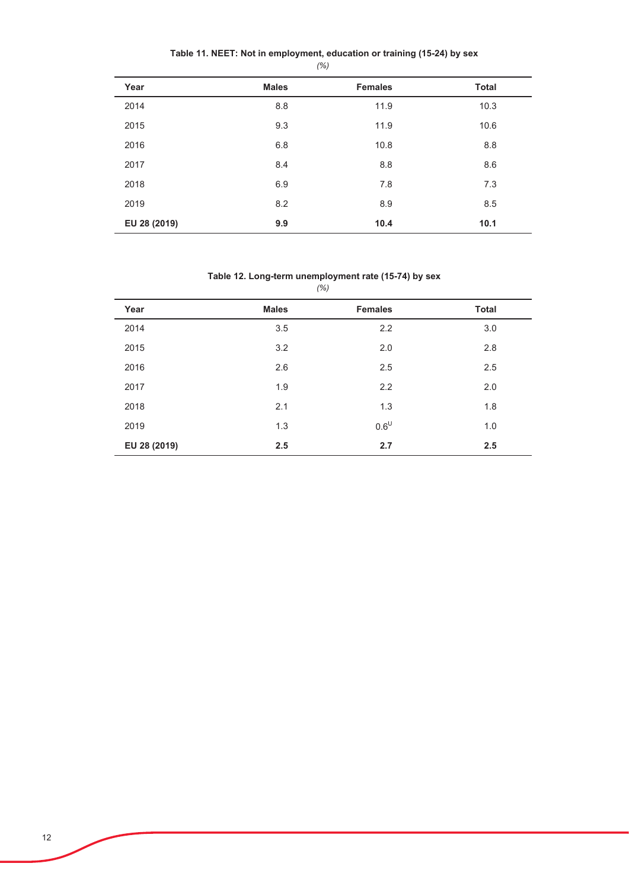**Table 11. NEET: Not in employment, education or training (15-24) by sex**

*(%)*

| Year | Males | Females | Total |
|---|---|---|---|
| 2014 | 8.8 | 11.9 | 10.3 |
| 2015 | 9.3 | 11.9 | 10.6 |
| 2016 | 6.8 | 10.8 | 8.8 |
| 2017 | 8.4 | 8.8 | 8.6 |
| 2018 | 6.9 | 7.8 | 7.3 |
| 2019 | 8.2 | 8.9 | 8.5 |
| **EU 28 (2019)** | **9.9** | **10.4** | **10.1** |

**Table 12. Long-term unemployment rate (15-74) by sex**

*(%)*

| Year | Males | Females | Total |
|---|---|---|---|
| 2014 | 3.5 | 2.2 | 3.0 |
| 2015 | 3.2 | 2.0 | 2.8 |
| 2016 | 2.6 | 2.5 | 2.5 |
| 2017 | 1.9 | 2.2 | 2.0 |
| 2018 | 2.1 | 1.3 | 1.8 |
| 2019 | 1.3 | 0.6[U] | 1.0 |
| **EU 28 (2019)** | **2.5** | **2.7** | **2.5** |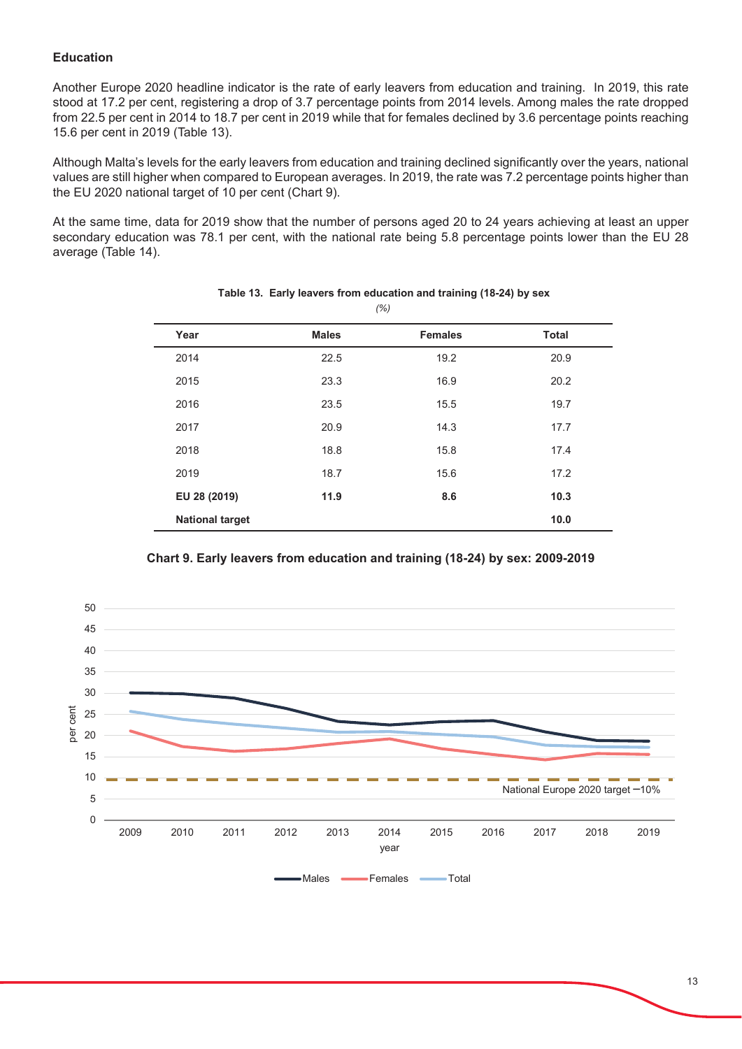**Education**

Another Europe 2020 headline indicator is the rate of early leavers from education and training. In 2019, this rate stood at 17.2 per cent, registering a drop of 3.7 percentage points from 2014 levels. Among males the rate dropped from 22.5 per cent in 2014 to 18.7 per cent in 2019 while that for females declined by 3.6 percentage points reaching 15.6 per cent in 2019 (Table 13).

Although Malta's levels for the early leavers from education and training declined significantly over the years, national values are still higher when compared to European averages. In 2019, the rate was 7.2 percentage points higher than the EU 2020 national target of 10 per cent (Chart 9).

At the same time, data for 2019 show that the number of persons aged 20 to 24 years achieving at least an upper secondary education was 78.1 per cent, with the national rate being 5.8 percentage points lower than the EU 28 average (Table 14).

**Table 13. Early leavers from education and training (18-24) by sex**

*(%)*

| Year | Males | Females | Total |
|---|---|---|---|
| 2014 | 22.5 | 19.2 | 20.9 |
| 2015 | 23.3 | 16.9 | 20.2 |
| 2016 | 23.5 | 15.5 | 19.7 |
| 2017 | 20.9 | 14.3 | 17.7 |
| 2018 | 18.8 | 15.8 | 17.4 |
| 2019 | 18.7 | 15.6 | 17.2 |
| **EU 28 (2019)** | **11.9** | **8.6** | **10.3** |
| **National target** | | | **10.0** |

**Chart 9. Early leavers from education and training (18-24) by sex: 2009-2019**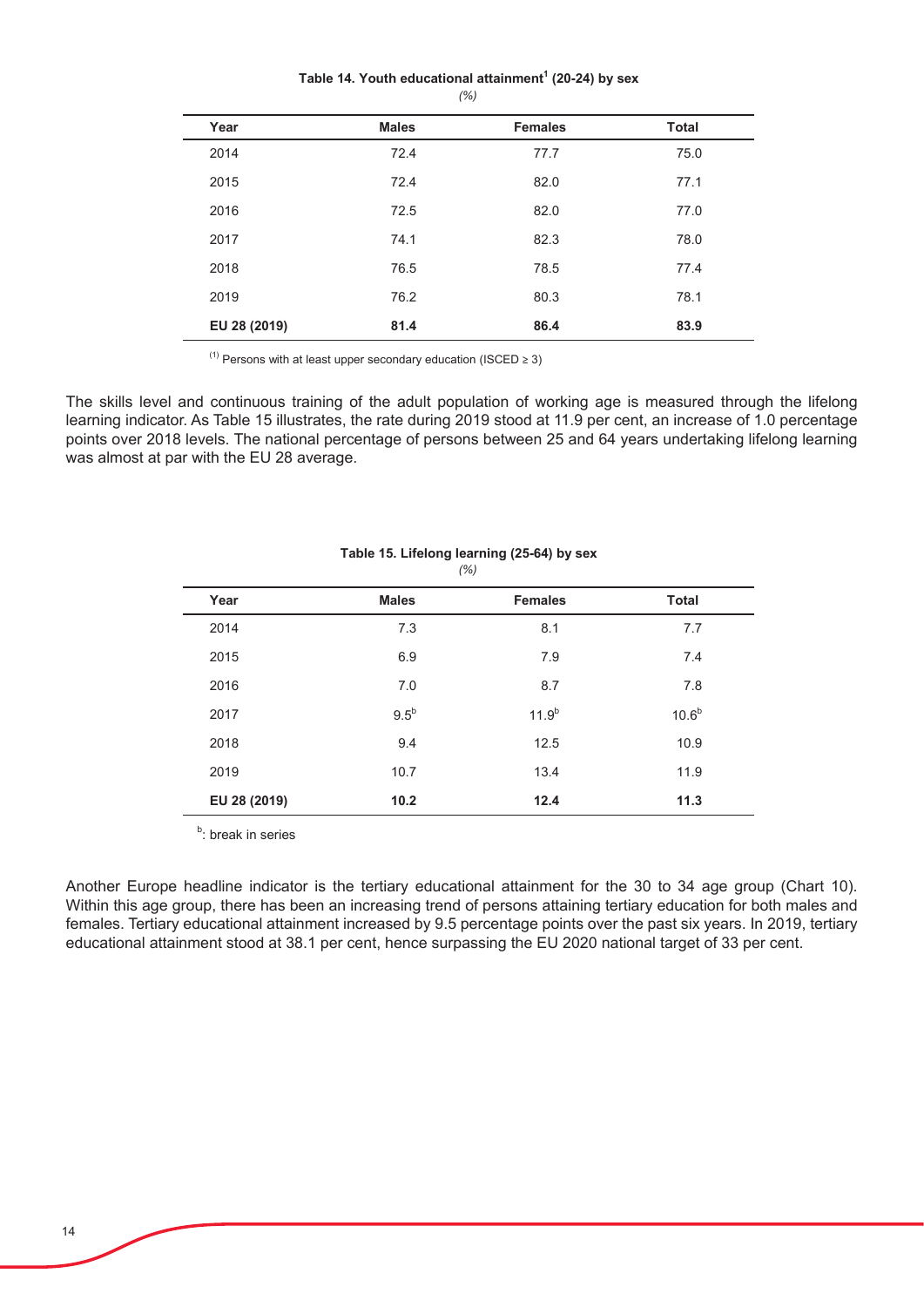**Table 14. Youth educational attainment[1] (20-24) by sex**

*(%)*

| Year | Males | Females | Total |
|---|---|---|---|
| 2014 | 72.4 | 77.7 | 75.0 |
| 2015 | 72.4 | 82.0 | 77.1 |
| 2016 | 72.5 | 82.0 | 77.0 |
| 2017 | 74.1 | 82.3 | 78.0 |
| 2018 | 76.5 | 78.5 | 77.4 |
| 2019 | 76.2 | 80.3 | 78.1 |
| **EU 28 (2019)** | **81.4** | **86.4** | **83.9** |

[1] Persons with at least upper secondary education (ISCED ≥ 3)

The skills level and continuous training of the adult population of working age is measured through the lifelong learning indicator. As Table 15 illustrates, the rate during 2019 stood at 11.9 per cent, an increase of 1.0 percentage points over 2018 levels. The national percentage of persons between 25 and 64 years undertaking lifelong learning was almost at par with the EU 28 average.

**Table 15. Lifelong learning (25-64) by sex**

*(%)*

| Year | Males | Females | Total |
|---|---|---|---|
| 2014 | 7.3 | 8.1 | 7.7 |
| 2015 | 6.9 | 7.9 | 7.4 |
| 2016 | 7.0 | 8.7 | 7.8 |
| 2017 | 9.5[b] | 11.9[b] | 10.6[b] |
| 2018 | 9.4 | 12.5 | 10.9 |
| 2019 | 10.7 | 13.4 | 11.9 |
| **EU 28 (2019)** | **10.2** | **12.4** | **11.3** |

[b]: break in series

Another Europe headline indicator is the tertiary educational attainment for the 30 to 34 age group (Chart 10). Within this age group, there has been an increasing trend of persons attaining tertiary education for both males and females. Tertiary educational attainment increased by 9.5 percentage points over the past six years. In 2019, tertiary educational attainment stood at 38.1 per cent, hence surpassing the EU 2020 national target of 33 per cent.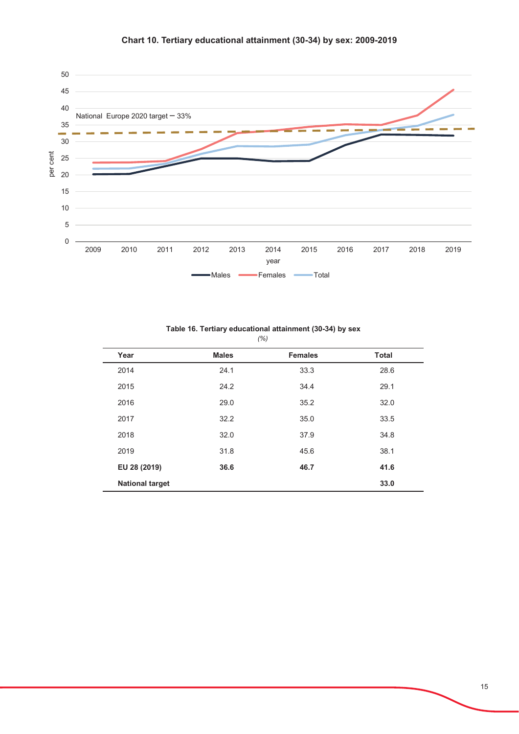**Chart 10. Tertiary educational attainment (30-34) by sex: 2009-2019**

**Table 16. Tertiary educational attainment (30-34) by sex**

*(%)*

| Year | Males | Females | Total |
|---|---|---|---|
| 2014 | 24.1 | 33.3 | 28.6 |
| 2015 | 24.2 | 34.4 | 29.1 |
| 2016 | 29.0 | 35.2 | 32.0 |
| 2017 | 32.2 | 35.0 | 33.5 |
| 2018 | 32.0 | 37.9 | 34.8 |
| 2019 | 31.8 | 45.6 | 38.1 |
| **EU 28 (2019)** | **36.6** | **46.7** | **41.6** |
| **National target** | | | **33.0** |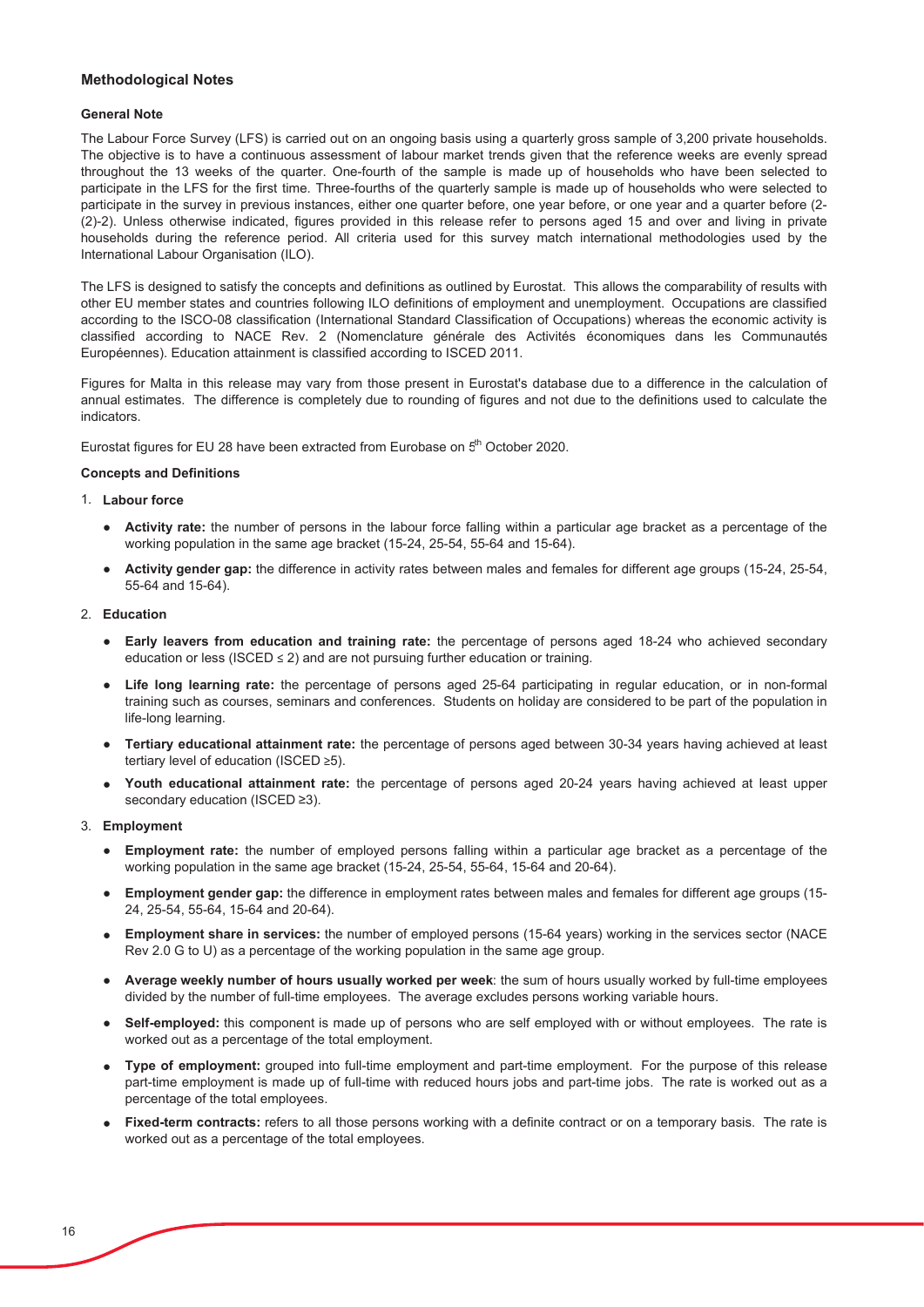## Methodological Notes

### General Note

The Labour Force Survey (LFS) is carried out on an ongoing basis using a quarterly gross sample of 3,200 private households. The objective is to have a continuous assessment of labour market trends given that the reference weeks are evenly spread throughout the 13 weeks of the quarter. One-fourth of the sample is made up of households who have been selected to participate in the LFS for the first time. Three-fourths of the quarterly sample is made up of households who were selected to participate in the survey in previous instances, either one quarter before, one year before, or one year and a quarter before (2-(2)-2). Unless otherwise indicated, figures provided in this release refer to persons aged 15 and over and living in private households during the reference period. All criteria used for this survey match international methodologies used by the International Labour Organisation (ILO).

The LFS is designed to satisfy the concepts and definitions as outlined by Eurostat. This allows the comparability of results with other EU member states and countries following ILO definitions of employment and unemployment. Occupations are classified according to the ISCO-08 classification (International Standard Classification of Occupations) whereas the economic activity is classified according to NACE Rev. 2 (Nomenclature générale des Activités économiques dans les Communautés Européennes). Education attainment is classified according to ISCED 2011.

Figures for Malta in this release may vary from those present in Eurostat's database due to a difference in the calculation of annual estimates. The difference is completely due to rounding of figures and not due to the definitions used to calculate the indicators.

Eurostat figures for EU 28 have been extracted from Eurobase on 5th October 2020.

### Concepts and Definitions

1. **Labour force**

   - **Activity rate:** the number of persons in the labour force falling within a particular age bracket as a percentage of the working population in the same age bracket (15-24, 25-54, 55-64 and 15-64).
   - **Activity gender gap:** the difference in activity rates between males and females for different age groups (15-24, 25-54, 55-64 and 15-64).

2. **Education**

   - **Early leavers from education and training rate:** the percentage of persons aged 18-24 who achieved secondary education or less (ISCED ≤ 2) and are not pursuing further education or training.
   - **Life long learning rate:** the percentage of persons aged 25-64 participating in regular education, or in non-formal training such as courses, seminars and conferences. Students on holiday are considered to be part of the population in life-long learning.
   - **Tertiary educational attainment rate:** the percentage of persons aged between 30-34 years having achieved at least tertiary level of education (ISCED ≥5).
   - **Youth educational attainment rate:** the percentage of persons aged 20-24 years having achieved at least upper secondary education (ISCED ≥3).

3. **Employment**

   - **Employment rate:** the number of employed persons falling within a particular age bracket as a percentage of the working population in the same age bracket (15-24, 25-54, 55-64, 15-64 and 20-64).
   - **Employment gender gap:** the difference in employment rates between males and females for different age groups (15-24, 25-54, 55-64, 15-64 and 20-64).
   - **Employment share in services:** the number of employed persons (15-64 years) working in the services sector (NACE Rev 2.0 G to U) as a percentage of the working population in the same age group.
   - **Average weekly number of hours usually worked per week**: the sum of hours usually worked by full-time employees divided by the number of full-time employees. The average excludes persons working variable hours.
   - **Self-employed:** this component is made up of persons who are self employed with or without employees. The rate is worked out as a percentage of the total employment.
   - **Type of employment:** grouped into full-time employment and part-time employment. For the purpose of this release part-time employment is made up of full-time with reduced hours jobs and part-time jobs. The rate is worked out as a percentage of the total employees.
   - **Fixed-term contracts:** refers to all those persons working with a definite contract or on a temporary basis. The rate is worked out as a percentage of the total employees.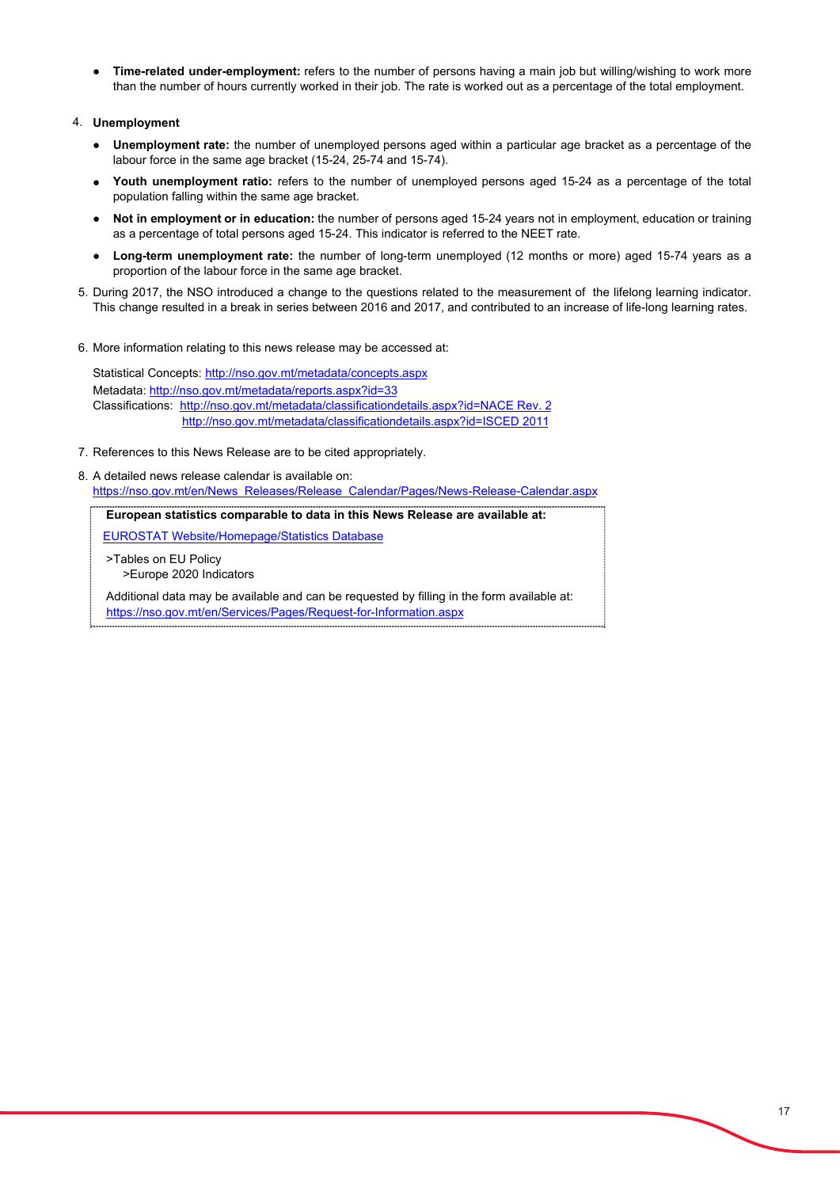- **Time-related under-employment:** refers to the number of persons having a main job but willing/wishing to work more than the number of hours currently worked in their job. The rate is worked out as a percentage of the total employment.

4. **Unemployment**

   - **Unemployment rate:** the number of unemployed persons aged within a particular age bracket as a percentage of the labour force in the same age bracket (15-24, 25-74 and 15-74).
   - **Youth unemployment ratio:** refers to the number of unemployed persons aged 15-24 as a percentage of the total population falling within the same age bracket.
   - **Not in employment or in education:** the number of persons aged 15-24 years not in employment, education or training as a percentage of total persons aged 15-24. This indicator is referred to the NEET rate.
   - **Long-term unemployment rate:** the number of long-term unemployed (12 months or more) aged 15-74 years as a proportion of the labour force in the same age bracket.

5. During 2017, the NSO introduced a change to the questions related to the measurement of the lifelong learning indicator. This change resulted in a break in series between 2016 and 2017, and contributed to an increase of life-long learning rates.

6. More information relating to this news release may be accessed at:

   Statistical Concepts: http://nso.gov.mt/metadata/concepts.aspx
   Metadata: http://nso.gov.mt/metadata/reports.aspx?id=33
   Classifications: http://nso.gov.mt/metadata/classificationdetails.aspx?id=NACE Rev. 2
   http://nso.gov.mt/metadata/classificationdetails.aspx?id=ISCED 2011

7. References to this News Release are to be cited appropriately.

8. A detailed news release calendar is available on:
   https://nso.gov.mt/en/News_Releases/Release_Calendar/Pages/News-Release-Calendar.aspx

**European statistics comparable to data in this News Release are available at:**

EUROSTAT Website/Homepage/Statistics Database

>Tables on EU Policy
  >Europe 2020 Indicators

Additional data may be available and can be requested by filling in the form available at:
https://nso.gov.mt/en/Services/Pages/Request-for-Information.aspx